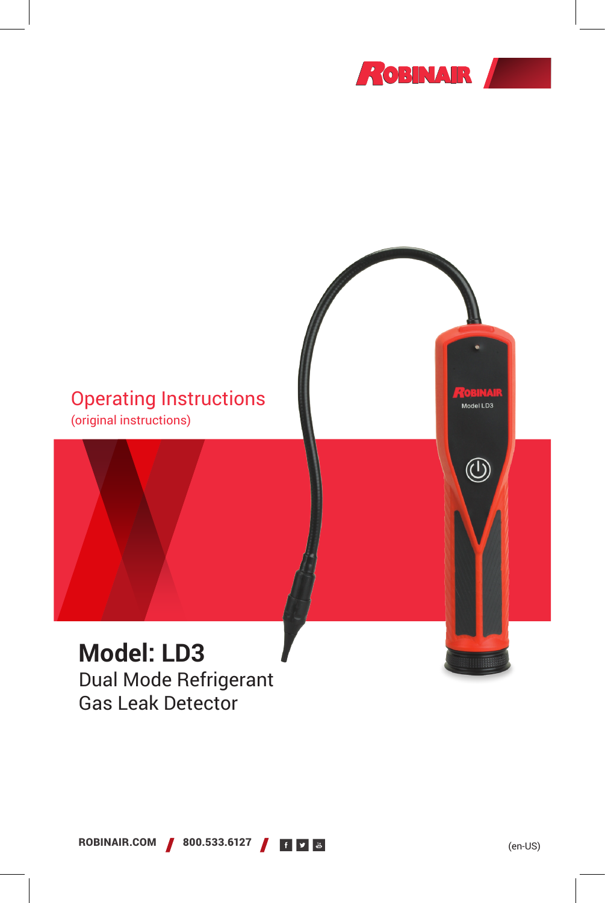ROBINAIR

Operating Instructions
(original instructions)

# Model: LD3

## Dual Mode Refrigerant Gas Leak Detector

ROBINAIR.COM / 800.533.6127

(en-US)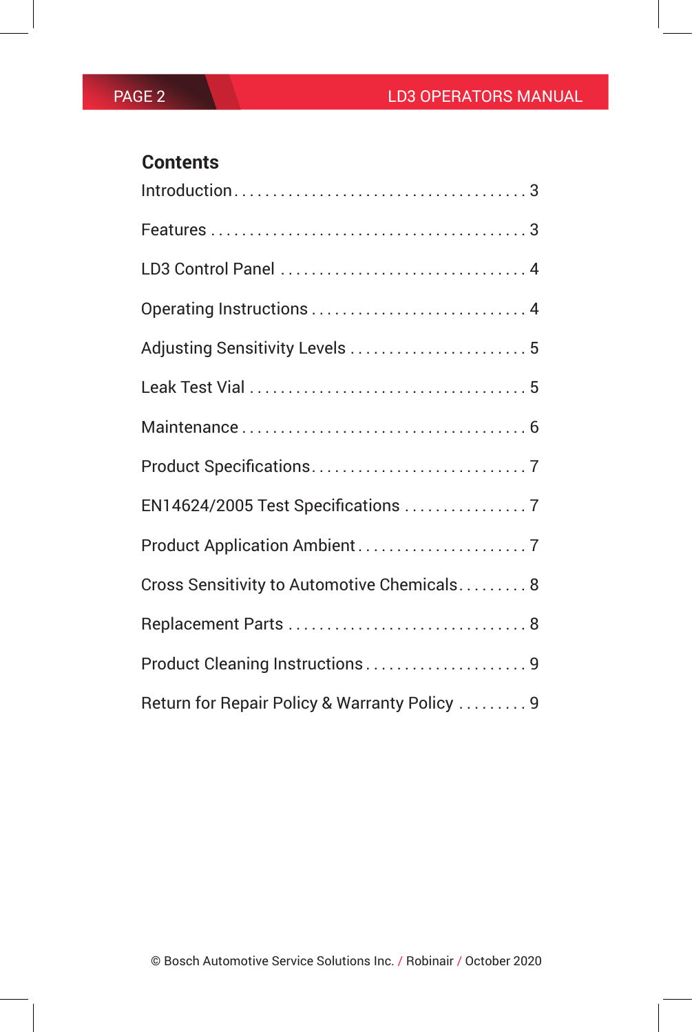## Contents

Introduction . . . . . . . . . . . . . . . . . . . . . . . . . . . . . . . . . . . . . 3

Features . . . . . . . . . . . . . . . . . . . . . . . . . . . . . . . . . . . . . . . . 3

LD3 Control Panel . . . . . . . . . . . . . . . . . . . . . . . . . . . . . . . . 4

Operating Instructions . . . . . . . . . . . . . . . . . . . . . . . . . . . . 4

Adjusting Sensitivity Levels . . . . . . . . . . . . . . . . . . . . . . . 5

Leak Test Vial . . . . . . . . . . . . . . . . . . . . . . . . . . . . . . . . . . . 5

Maintenance . . . . . . . . . . . . . . . . . . . . . . . . . . . . . . . . . . . 6

Product Specifications. . . . . . . . . . . . . . . . . . . . . . . . . . . . 7

EN14624/2005 Test Specifications . . . . . . . . . . . . . . . . 7

Product Application Ambient . . . . . . . . . . . . . . . . . . . . . 7

Cross Sensitivity to Automotive Chemicals. . . . . . . . . 8

Replacement Parts . . . . . . . . . . . . . . . . . . . . . . . . . . . . . . 8

Product Cleaning Instructions . . . . . . . . . . . . . . . . . . . . 9

Return for Repair Policy & Warranty Policy . . . . . . . . . 9

© Bosch Automotive Service Solutions Inc. / Robinair / October 2020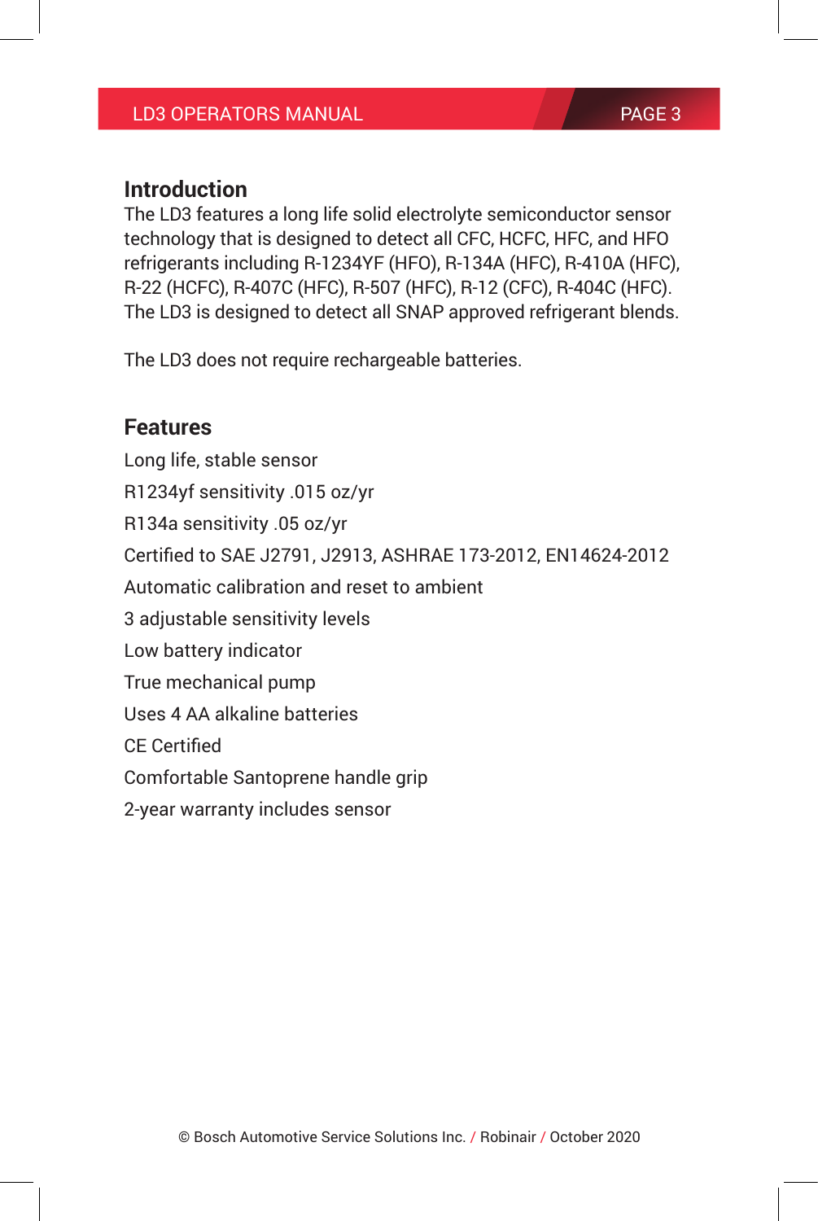## Introduction

The LD3 features a long life solid electrolyte semiconductor sensor technology that is designed to detect all CFC, HCFC, HFC, and HFO refrigerants including R-1234YF (HFO), R-134A (HFC), R-410A (HFC), R-22 (HCFC), R-407C (HFC), R-507 (HFC), R-12 (CFC), R-404C (HFC). The LD3 is designed to detect all SNAP approved refrigerant blends.

The LD3 does not require rechargeable batteries.

## Features

Long life, stable sensor

R1234yf sensitivity .015 oz/yr

R134a sensitivity .05 oz/yr

Certified to SAE J2791, J2913, ASHRAE 173-2012, EN14624-2012

Automatic calibration and reset to ambient

3 adjustable sensitivity levels

Low battery indicator

True mechanical pump

Uses 4 AA alkaline batteries

CE Certified

Comfortable Santoprene handle grip

2-year warranty includes sensor

© Bosch Automotive Service Solutions Inc. / Robinair / October 2020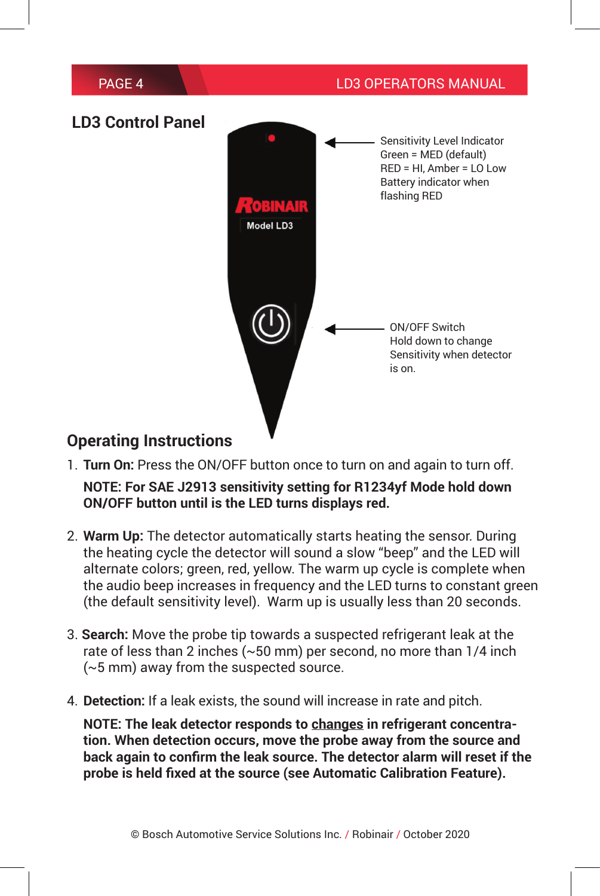## LD3 Control Panel

Sensitivity Level Indicator
Green = MED (default)
RED = HI, Amber = LO Low
Battery indicator when
flashing RED

ON/OFF Switch
Hold down to change
Sensitivity when detector
is on.

## Operating Instructions

1. **Turn On:** Press the ON/OFF button once to turn on and again to turn off.

   **NOTE: For SAE J2913 sensitivity setting for R1234yf Mode hold down ON/OFF button until is the LED turns displays red.**

2. **Warm Up:** The detector automatically starts heating the sensor. During the heating cycle the detector will sound a slow "beep" and the LED will alternate colors; green, red, yellow. The warm up cycle is complete when the audio beep increases in frequency and the LED turns to constant green (the default sensitivity level). Warm up is usually less than 20 seconds.

3. **Search:** Move the probe tip towards a suspected refrigerant leak at the rate of less than 2 inches (~50 mm) per second, no more than 1/4 inch (~5 mm) away from the suspected source.

4. **Detection:** If a leak exists, the sound will increase in rate and pitch.

   **NOTE: The leak detector responds to changes in refrigerant concentration. When detection occurs, move the probe away from the source and back again to confirm the leak source. The detector alarm will reset if the probe is held fixed at the source (see Automatic Calibration Feature).**

© Bosch Automotive Service Solutions Inc. / Robinair / October 2020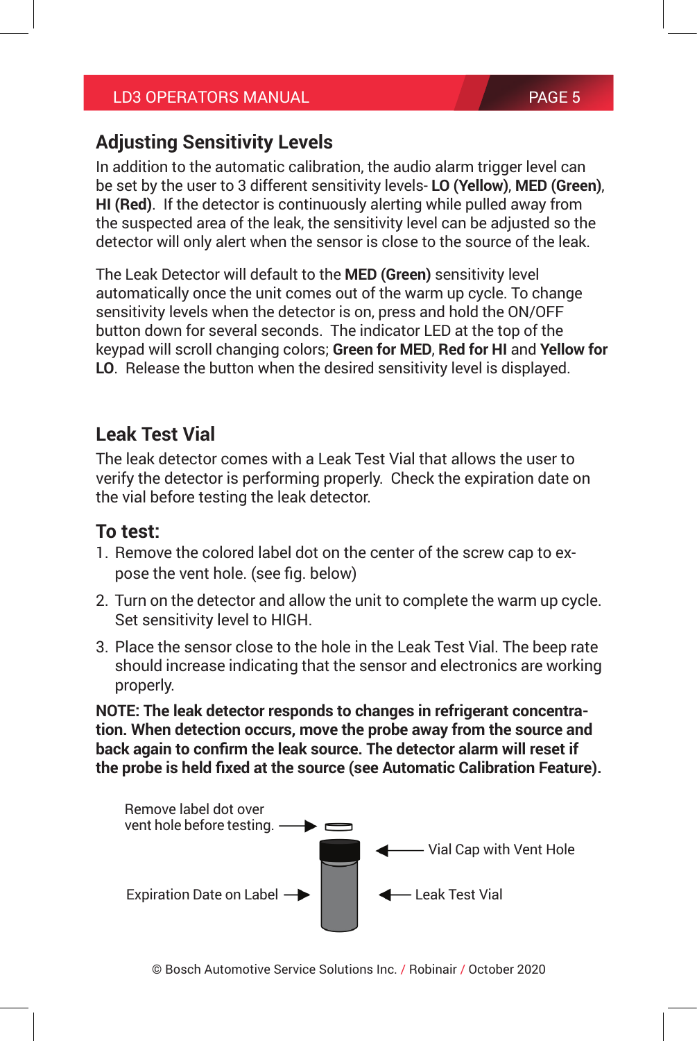## Adjusting Sensitivity Levels

In addition to the automatic calibration, the audio alarm trigger level can be set by the user to 3 different sensitivity levels- **LO (Yellow)**, **MED (Green)**, **HI (Red)**. If the detector is continuously alerting while pulled away from the suspected area of the leak, the sensitivity level can be adjusted so the detector will only alert when the sensor is close to the source of the leak.

The Leak Detector will default to the **MED (Green)** sensitivity level automatically once the unit comes out of the warm up cycle. To change sensitivity levels when the detector is on, press and hold the ON/OFF button down for several seconds. The indicator LED at the top of the keypad will scroll changing colors; **Green for MED**, **Red for HI** and **Yellow for LO**. Release the button when the desired sensitivity level is displayed.

## Leak Test Vial

The leak detector comes with a Leak Test Vial that allows the user to verify the detector is performing properly. Check the expiration date on the vial before testing the leak detector.

### To test:

1. Remove the colored label dot on the center of the screw cap to expose the vent hole. (see fig. below)
2. Turn on the detector and allow the unit to complete the warm up cycle. Set sensitivity level to HIGH.
3. Place the sensor close to the hole in the Leak Test Vial. The beep rate should increase indicating that the sensor and electronics are working properly.

**NOTE: The leak detector responds to changes in refrigerant concentration. When detection occurs, move the probe away from the source and back again to confirm the leak source. The detector alarm will reset if the probe is held fixed at the source (see Automatic Calibration Feature).**

Remove label dot over vent hole before testing.

Vial Cap with Vent Hole

Expiration Date on Label

Leak Test Vial

© Bosch Automotive Service Solutions Inc. / Robinair / October 2020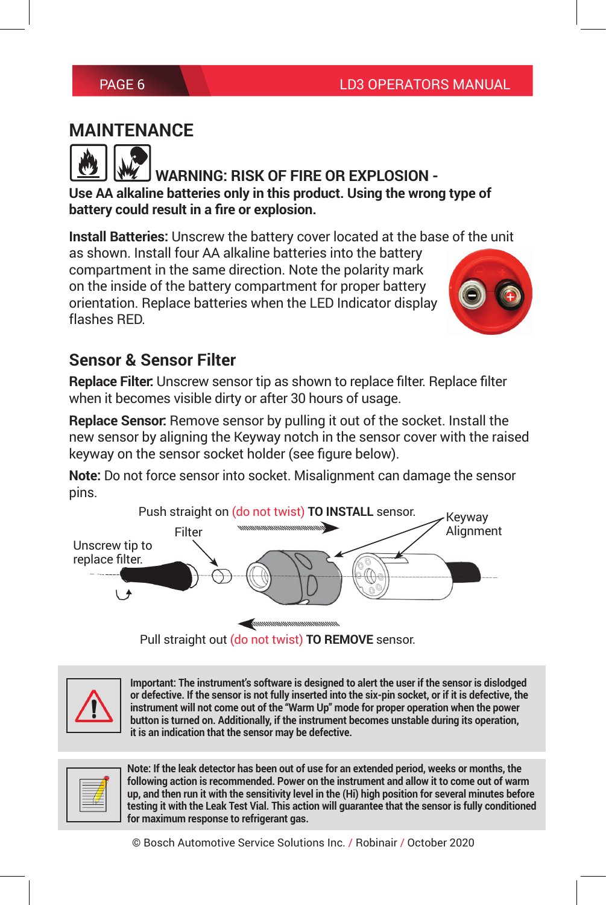## MAINTENANCE

**WARNING: RISK OF FIRE OR EXPLOSION - Use AA alkaline batteries only in this product. Using the wrong type of battery could result in a fire or explosion.**

**Install Batteries:** Unscrew the battery cover located at the base of the unit as shown. Install four AA alkaline batteries into the battery compartment in the same direction. Note the polarity mark on the inside of the battery compartment for proper battery orientation. Replace batteries when the LED Indicator display flashes RED.

### Sensor & Sensor Filter

**Replace Filter.** Unscrew sensor tip as shown to replace filter. Replace filter when it becomes visible dirty or after 30 hours of usage.

**Replace Sensor.** Remove sensor by pulling it out of the socket. Install the new sensor by aligning the Keyway notch in the sensor cover with the raised keyway on the sensor socket holder (see figure below).

**Note:** Do not force sensor into socket. Misalignment can damage the sensor pins.

Push straight on (do not twist) **TO INSTALL** sensor.

Filter

Keyway Alignment

Unscrew tip to replace filter.

Pull straight out (do not twist) **TO REMOVE** sensor.

**Important: The instrument's software is designed to alert the user if the sensor is dislodged or defective. If the sensor is not fully inserted into the six-pin socket, or if it is defective, the instrument will not come out of the "Warm Up" mode for proper operation when the power button is turned on. Additionally, if the instrument becomes unstable during its operation, it is an indication that the sensor may be defective.**

**Note: If the leak detector has been out of use for an extended period, weeks or months, the following action is recommended. Power on the instrument and allow it to come out of warm up, and then run it with the sensitivity level in the (Hi) high position for several minutes before testing it with the Leak Test Vial. This action will guarantee that the sensor is fully conditioned for maximum response to refrigerant gas.**

© Bosch Automotive Service Solutions Inc. / Robinair / October 2020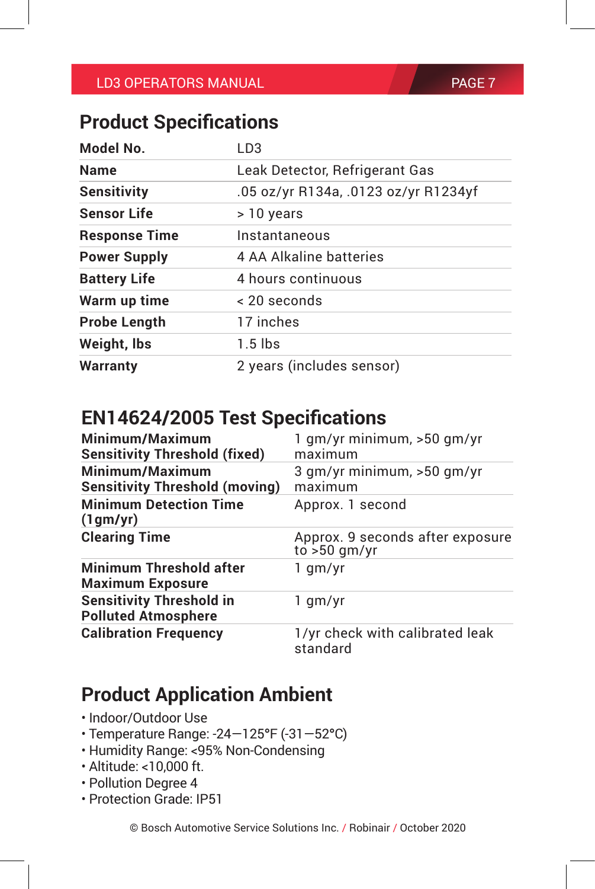## Product Specifications

| | |
|---|---|
| **Model No.** | LD3 |
| **Name** | Leak Detector, Refrigerant Gas |
| **Sensitivity** | .05 oz/yr R134a, .0123 oz/yr R1234yf |
| **Sensor Life** | > 10 years |
| **Response Time** | Instantaneous |
| **Power Supply** | 4 AA Alkaline batteries |
| **Battery Life** | 4 hours continuous |
| **Warm up time** | < 20 seconds |
| **Probe Length** | 17 inches |
| **Weight, lbs** | 1.5 lbs |
| **Warranty** | 2 years (includes sensor) |

## EN14624/2005 Test Specifications

| | |
|---|---|
| **Minimum/Maximum Sensitivity Threshold (fixed)** | 1 gm/yr minimum, >50 gm/yr maximum |
| **Minimum/Maximum Sensitivity Threshold (moving)** | 3 gm/yr minimum, >50 gm/yr maximum |
| **Minimum Detection Time (1gm/yr)** | Approx. 1 second |
| **Clearing Time** | Approx. 9 seconds after exposure to >50 gm/yr |
| **Minimum Threshold after Maximum Exposure** | 1 gm/yr |
| **Sensitivity Threshold in Polluted Atmosphere** | 1 gm/yr |
| **Calibration Frequency** | 1/yr check with calibrated leak standard |

## Product Application Ambient

- Indoor/Outdoor Use
- Temperature Range: -24—125°F (-31—52°C)
- Humidity Range: <95% Non-Condensing
- Altitude: <10,000 ft.
- Pollution Degree 4
- Protection Grade: IP51

© Bosch Automotive Service Solutions Inc. / Robinair / October 2020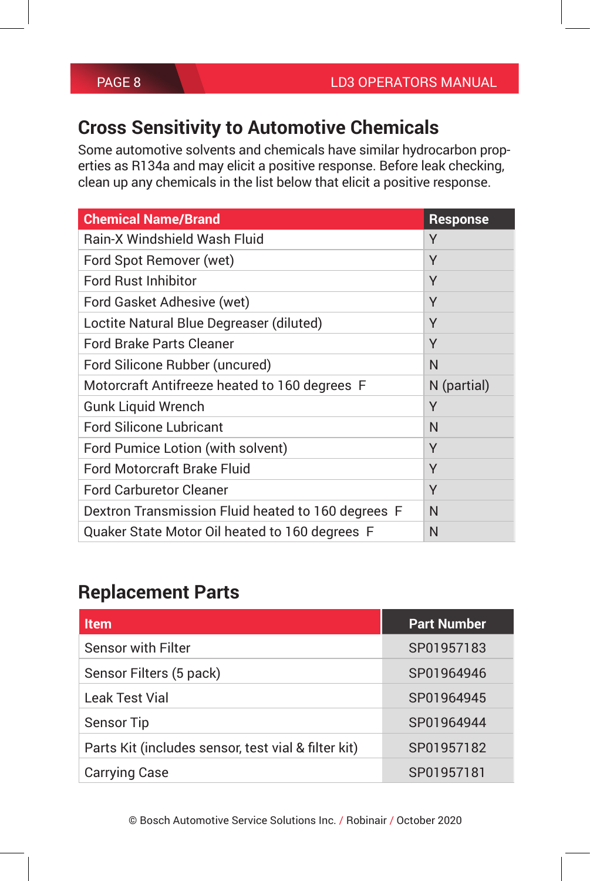## Cross Sensitivity to Automotive Chemicals

Some automotive solvents and chemicals have similar hydrocarbon properties as R134a and may elicit a positive response. Before leak checking, clean up any chemicals in the list below that elicit a positive response.

| Chemical Name/Brand | Response |
|---|---|
| Rain-X Windshield Wash Fluid | Y |
| Ford Spot Remover (wet) | Y |
| Ford Rust Inhibitor | Y |
| Ford Gasket Adhesive (wet) | Y |
| Loctite Natural Blue Degreaser (diluted) | Y |
| Ford Brake Parts Cleaner | Y |
| Ford Silicone Rubber (uncured) | N |
| Motorcraft Antifreeze heated to 160 degrees F | N (partial) |
| Gunk Liquid Wrench | Y |
| Ford Silicone Lubricant | N |
| Ford Pumice Lotion (with solvent) | Y |
| Ford Motorcraft Brake Fluid | Y |
| Ford Carburetor Cleaner | Y |
| Dextron Transmission Fluid heated to 160 degrees F | N |
| Quaker State Motor Oil heated to 160 degrees F | N |

## Replacement Parts

| Item | Part Number |
|---|---|
| Sensor with Filter | SP01957183 |
| Sensor Filters (5 pack) | SP01964946 |
| Leak Test Vial | SP01964945 |
| Sensor Tip | SP01964944 |
| Parts Kit (includes sensor, test vial & filter kit) | SP01957182 |
| Carrying Case | SP01957181 |

© Bosch Automotive Service Solutions Inc. / Robinair / October 2020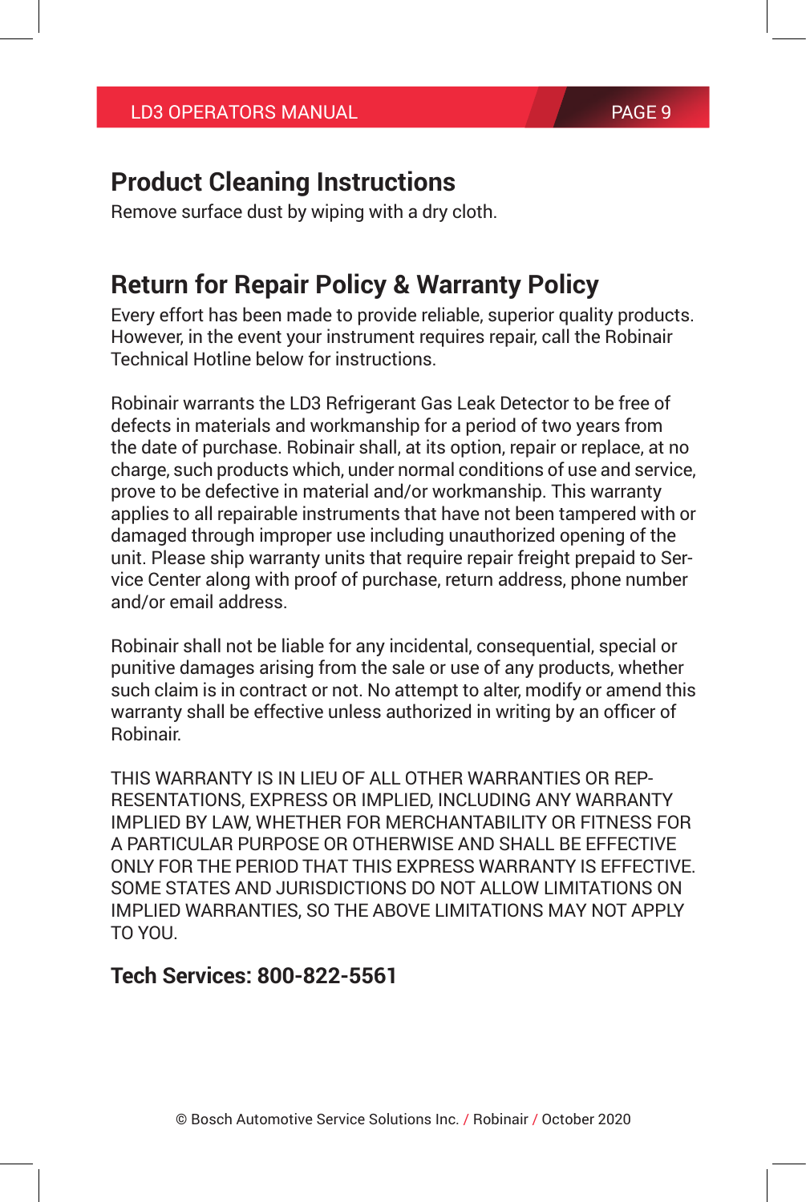## Product Cleaning Instructions

Remove surface dust by wiping with a dry cloth.

## Return for Repair Policy & Warranty Policy

Every effort has been made to provide reliable, superior quality products. However, in the event your instrument requires repair, call the Robinair Technical Hotline below for instructions.

Robinair warrants the LD3 Refrigerant Gas Leak Detector to be free of defects in materials and workmanship for a period of two years from the date of purchase. Robinair shall, at its option, repair or replace, at no charge, such products which, under normal conditions of use and service, prove to be defective in material and/or workmanship. This warranty applies to all repairable instruments that have not been tampered with or damaged through improper use including unauthorized opening of the unit. Please ship warranty units that require repair freight prepaid to Service Center along with proof of purchase, return address, phone number and/or email address.

Robinair shall not be liable for any incidental, consequential, special or punitive damages arising from the sale or use of any products, whether such claim is in contract or not. No attempt to alter, modify or amend this warranty shall be effective unless authorized in writing by an officer of Robinair.

THIS WARRANTY IS IN LIEU OF ALL OTHER WARRANTIES OR REPRESENTATIONS, EXPRESS OR IMPLIED, INCLUDING ANY WARRANTY IMPLIED BY LAW, WHETHER FOR MERCHANTABILITY OR FITNESS FOR A PARTICULAR PURPOSE OR OTHERWISE AND SHALL BE EFFECTIVE ONLY FOR THE PERIOD THAT THIS EXPRESS WARRANTY IS EFFECTIVE. SOME STATES AND JURISDICTIONS DO NOT ALLOW LIMITATIONS ON IMPLIED WARRANTIES, SO THE ABOVE LIMITATIONS MAY NOT APPLY TO YOU.

**Tech Services: 800-822-5561**

© Bosch Automotive Service Solutions Inc. / Robinair / October 2020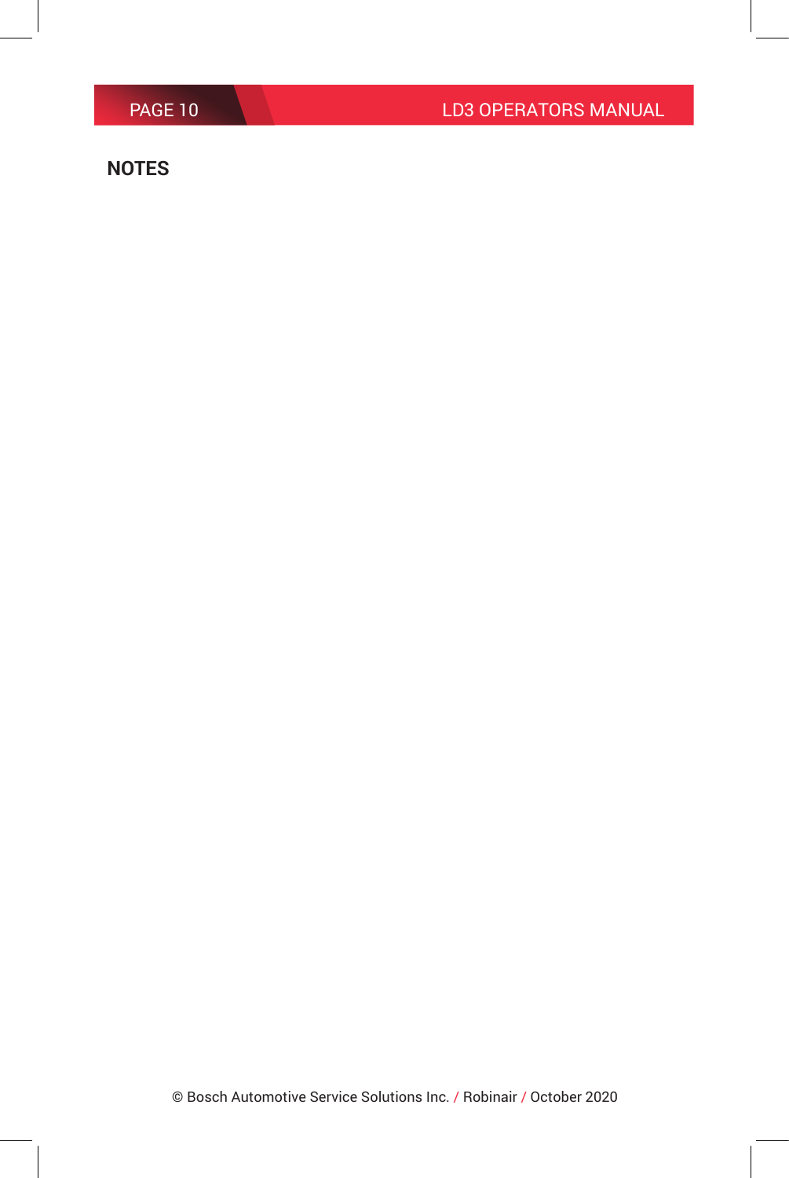## NOTES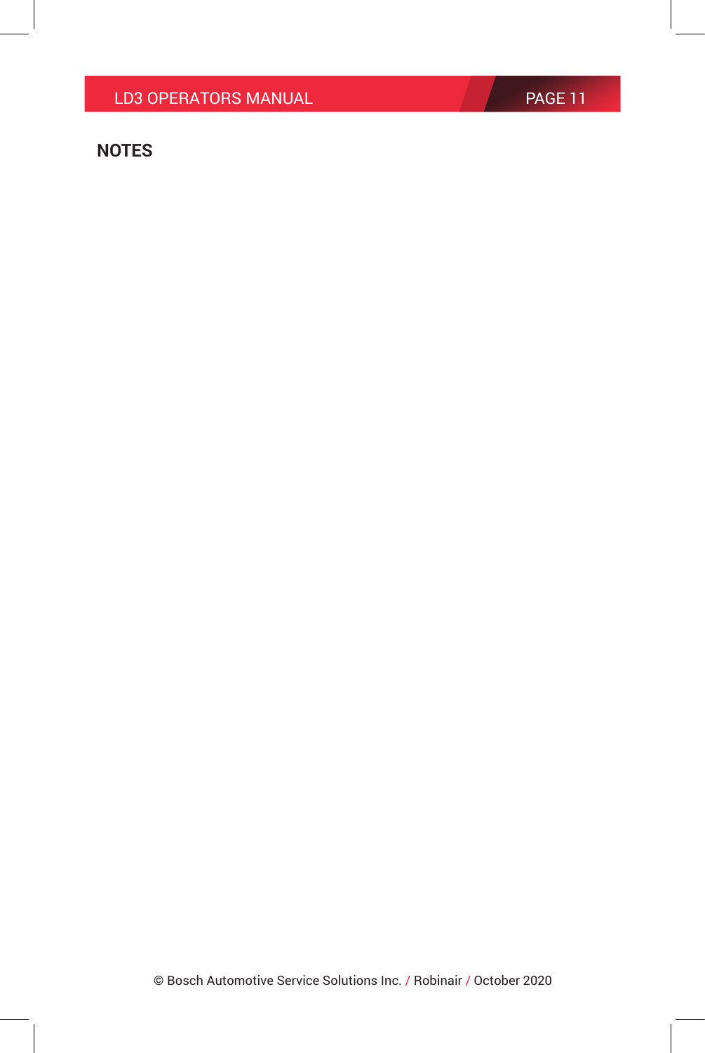## NOTES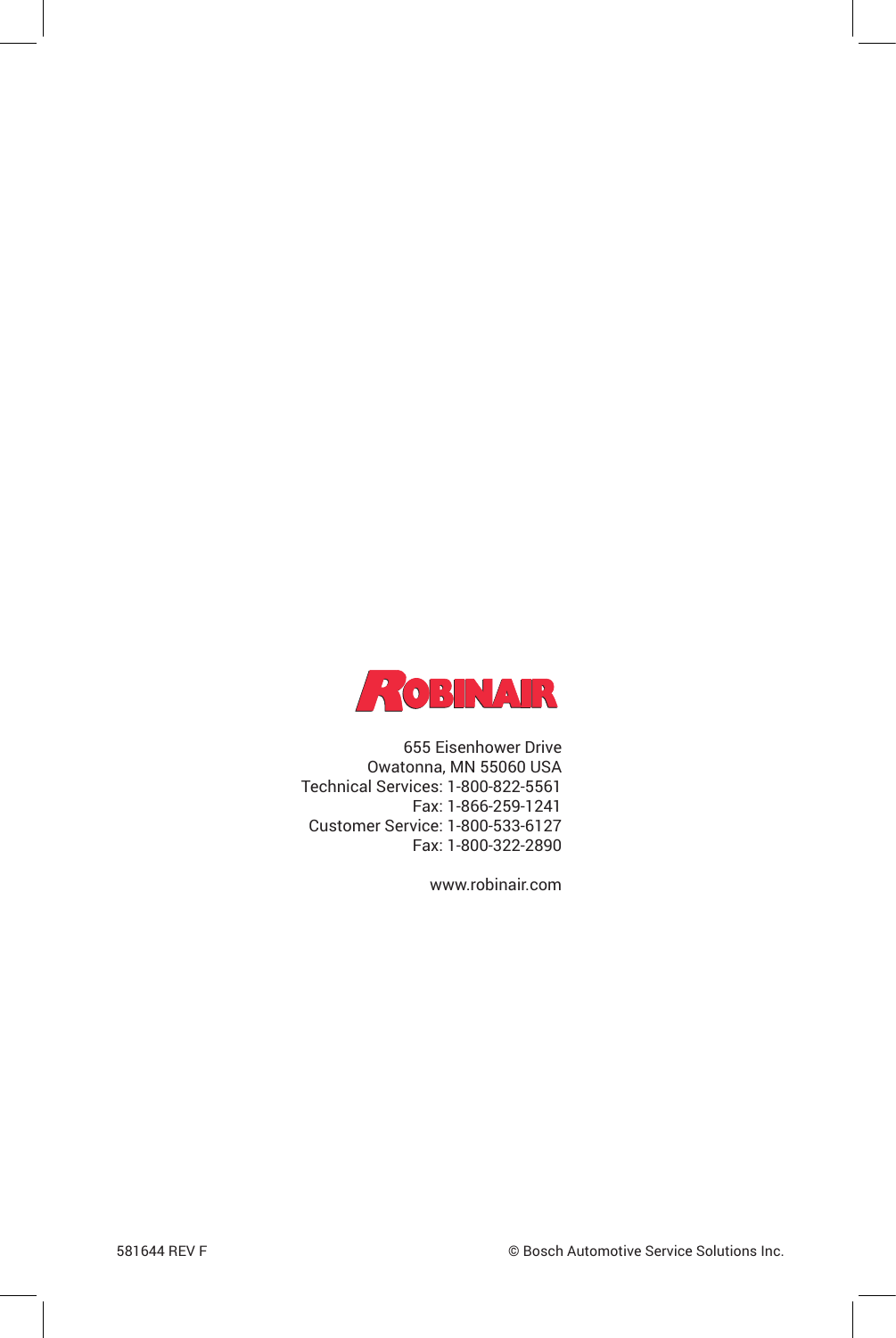ROBINAIR

655 Eisenhower Drive
Owatonna, MN 55060 USA
Technical Services: 1-800-822-5561
Fax: 1-866-259-1241
Customer Service: 1-800-533-6127
Fax: 1-800-322-2890

www.robinair.com

581644 REV F

© Bosch Automotive Service Solutions Inc.